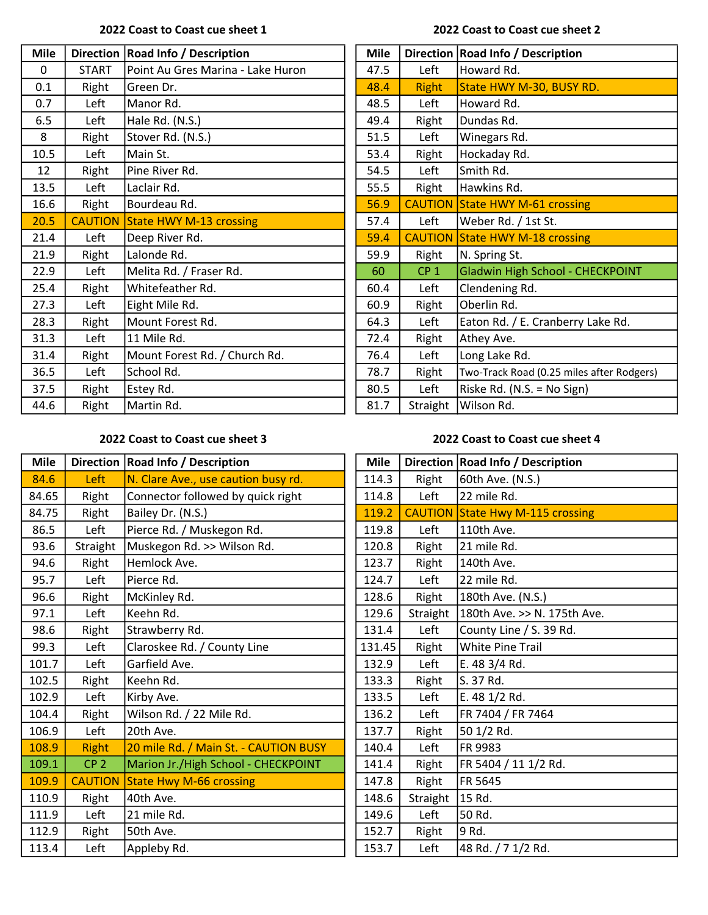## 2022 Coast to Coast cue sheet 1

| Mile | Direction | Road Info / Description |
|---|---|---|
| 0 | START | Point Au Gres Marina - Lake Huron |
| 0.1 | Right | Green Dr. |
| 0.7 | Left | Manor Rd. |
| 6.5 | Left | Hale Rd. (N.S.) |
| 8 | Right | Stover Rd. (N.S.) |
| 10.5 | Left | Main St. |
| 12 | Right | Pine River Rd. |
| 13.5 | Left | Laclair Rd. |
| 16.6 | Right | Bourdeau Rd. |
| 20.5 | CAUTION | State HWY M-13 crossing |
| 21.4 | Left | Deep River Rd. |
| 21.9 | Right | Lalonde Rd. |
| 22.9 | Left | Melita Rd. / Fraser Rd. |
| 25.4 | Right | Whitefeather Rd. |
| 27.3 | Left | Eight Mile Rd. |
| 28.3 | Right | Mount Forest Rd. |
| 31.3 | Left | 11 Mile Rd. |
| 31.4 | Right | Mount Forest Rd. / Church Rd. |
| 36.5 | Left | School Rd. |
| 37.5 | Right | Estey Rd. |
| 44.6 | Right | Martin Rd. |

## 2022 Coast to Coast cue sheet 2

| Mile | Direction | Road Info / Description |
|---|---|---|
| 47.5 | Left | Howard Rd. |
| 48.4 | Right | State HWY M-30, BUSY RD. |
| 48.5 | Left | Howard Rd. |
| 49.4 | Right | Dundas Rd. |
| 51.5 | Left | Winegars Rd. |
| 53.4 | Right | Hockaday Rd. |
| 54.5 | Left | Smith Rd. |
| 55.5 | Right | Hawkins Rd. |
| 56.9 | CAUTION | State HWY M-61 crossing |
| 57.4 | Left | Weber Rd. / 1st St. |
| 59.4 | CAUTION | State HWY M-18 crossing |
| 59.9 | Right | N. Spring St. |
| 60 | CP 1 | Gladwin High School - CHECKPOINT |
| 60.4 | Left | Clendening Rd. |
| 60.9 | Right | Oberlin Rd. |
| 64.3 | Left | Eaton Rd. / E. Cranberry Lake Rd. |
| 72.4 | Right | Athey Ave. |
| 76.4 | Left | Long Lake Rd. |
| 78.7 | Right | Two-Track Road (0.25 miles after Rodgers) |
| 80.5 | Left | Riske Rd. (N.S. = No Sign) |
| 81.7 | Straight | Wilson Rd. |

## 2022 Coast to Coast cue sheet 3

| Mile | Direction | Road Info / Description |
|---|---|---|
| 84.6 | Left | N. Clare Ave., use caution busy rd. |
| 84.65 | Right | Connector followed by quick right |
| 84.75 | Right | Bailey Dr. (N.S.) |
| 86.5 | Left | Pierce Rd. / Muskegon Rd. |
| 93.6 | Straight | Muskegon Rd. >> Wilson Rd. |
| 94.6 | Right | Hemlock Ave. |
| 95.7 | Left | Pierce Rd. |
| 96.6 | Right | McKinley Rd. |
| 97.1 | Left | Keehn Rd. |
| 98.6 | Right | Strawberry Rd. |
| 99.3 | Left | Claroskee Rd. / County Line |
| 101.7 | Left | Garfield Ave. |
| 102.5 | Right | Keehn Rd. |
| 102.9 | Left | Kirby Ave. |
| 104.4 | Right | Wilson Rd. / 22 Mile Rd. |
| 106.9 | Left | 20th Ave. |
| 108.9 | Right | 20 mile Rd. / Main St. - CAUTION BUSY |
| 109.1 | CP 2 | Marion Jr./High School - CHECKPOINT |
| 109.9 | CAUTION | State Hwy M-66 crossing |
| 110.9 | Right | 40th Ave. |
| 111.9 | Left | 21 mile Rd. |
| 112.9 | Right | 50th Ave. |
| 113.4 | Left | Appleby Rd. |

## 2022 Coast to Coast cue sheet 4

| Mile | Direction | Road Info / Description |
|---|---|---|
| 114.3 | Right | 60th Ave. (N.S.) |
| 114.8 | Left | 22 mile Rd. |
| 119.2 | CAUTION | State Hwy M-115 crossing |
| 119.8 | Left | 110th Ave. |
| 120.8 | Right | 21 mile Rd. |
| 123.7 | Right | 140th Ave. |
| 124.7 | Left | 22 mile Rd. |
| 128.6 | Right | 180th Ave. (N.S.) |
| 129.6 | Straight | 180th Ave. >> N. 175th Ave. |
| 131.4 | Left | County Line / S. 39 Rd. |
| 131.45 | Right | White Pine Trail |
| 132.9 | Left | E. 48 3/4 Rd. |
| 133.3 | Right | S. 37 Rd. |
| 133.5 | Left | E. 48 1/2 Rd. |
| 136.2 | Left | FR 7404 / FR 7464 |
| 137.7 | Right | 50 1/2 Rd. |
| 140.4 | Left | FR 9983 |
| 141.4 | Right | FR 5404 / 11 1/2 Rd. |
| 147.8 | Right | FR 5645 |
| 148.6 | Straight | 15 Rd. |
| 149.6 | Left | 50 Rd. |
| 152.7 | Right | 9 Rd. |
| 153.7 | Left | 48 Rd. / 7 1/2 Rd. |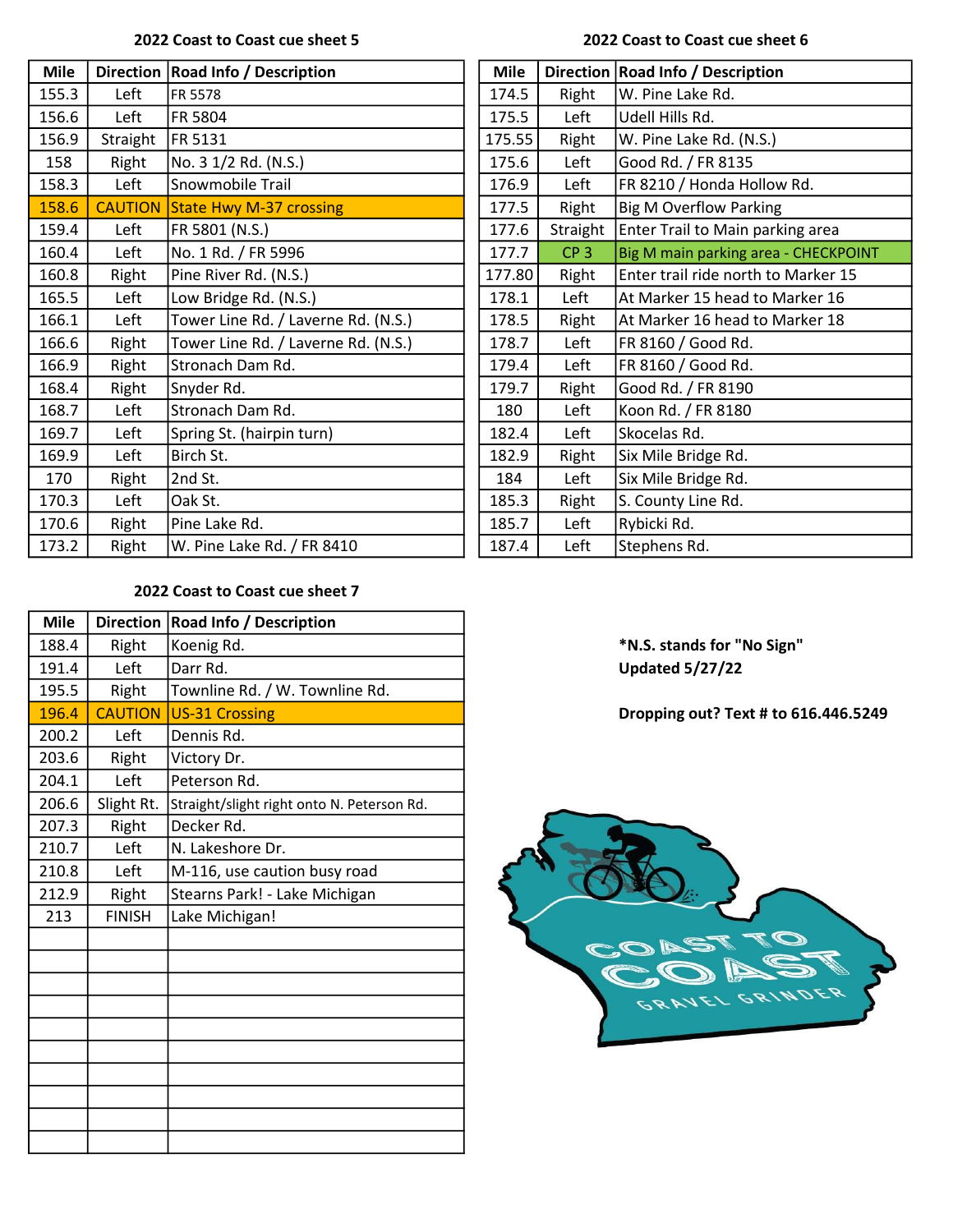### 2022 Coast to Coast cue sheet 5

| Mile | Direction | Road Info / Description |
|---|---|---|
| 155.3 | Left | FR 5578 |
| 156.6 | Left | FR 5804 |
| 156.9 | Straight | FR 5131 |
| 158 | Right | No. 3 1/2 Rd. (N.S.) |
| 158.3 | Left | Snowmobile Trail |
| 158.6 | CAUTION | State Hwy M-37 crossing |
| 159.4 | Left | FR 5801 (N.S.) |
| 160.4 | Left | No. 1 Rd. / FR 5996 |
| 160.8 | Right | Pine River Rd. (N.S.) |
| 165.5 | Left | Low Bridge Rd. (N.S.) |
| 166.1 | Left | Tower Line Rd. / Laverne Rd. (N.S.) |
| 166.6 | Right | Tower Line Rd. / Laverne Rd. (N.S.) |
| 166.9 | Right | Stronach Dam Rd. |
| 168.4 | Right | Snyder Rd. |
| 168.7 | Left | Stronach Dam Rd. |
| 169.7 | Left | Spring St. (hairpin turn) |
| 169.9 | Left | Birch St. |
| 170 | Right | 2nd St. |
| 170.3 | Left | Oak St. |
| 170.6 | Right | Pine Lake Rd. |
| 173.2 | Right | W. Pine Lake Rd. / FR 8410 |

### 2022 Coast to Coast cue sheet 6

| Mile | Direction | Road Info / Description |
|---|---|---|
| 174.5 | Right | W. Pine Lake Rd. |
| 175.5 | Left | Udell Hills Rd. |
| 175.55 | Right | W. Pine Lake Rd. (N.S.) |
| 175.6 | Left | Good Rd. / FR 8135 |
| 176.9 | Left | FR 8210 / Honda Hollow Rd. |
| 177.5 | Right | Big M Overflow Parking |
| 177.6 | Straight | Enter Trail to Main parking area |
| 177.7 | CP 3 | Big M main parking area - CHECKPOINT |
| 177.80 | Right | Enter trail ride north to Marker 15 |
| 178.1 | Left | At Marker 15 head to Marker 16 |
| 178.5 | Right | At Marker 16 head to Marker 18 |
| 178.7 | Left | FR 8160 / Good Rd. |
| 179.4 | Left | FR 8160 / Good Rd. |
| 179.7 | Right | Good Rd. / FR 8190 |
| 180 | Left | Koon Rd. / FR 8180 |
| 182.4 | Left | Skocelas Rd. |
| 182.9 | Right | Six Mile Bridge Rd. |
| 184 | Left | Six Mile Bridge Rd. |
| 185.3 | Right | S. County Line Rd. |
| 185.7 | Left | Rybicki Rd. |
| 187.4 | Left | Stephens Rd. |

### 2022 Coast to Coast cue sheet 7

| Mile | Direction | Road Info / Description |
|---|---|---|
| 188.4 | Right | Koenig Rd. |
| 191.4 | Left | Darr Rd. |
| 195.5 | Right | Townline Rd. / W. Townline Rd. |
| 196.4 | CAUTION | US-31 Crossing |
| 200.2 | Left | Dennis Rd. |
| 203.6 | Right | Victory Dr. |
| 204.1 | Left | Peterson Rd. |
| 206.6 | Slight Rt. | Straight/slight right onto N. Peterson Rd. |
| 207.3 | Right | Decker Rd. |
| 210.7 | Left | N. Lakeshore Dr. |
| 210.8 | Left | M-116, use caution busy road |
| 212.9 | Right | Stearns Park! - Lake Michigan |
| 213 | FINISH | Lake Michigan! |

**\*N.S. stands for "No Sign"**
**Updated 5/27/22**

**Dropping out? Text # to 616.446.5249**

COAST TO COAST
GRAVEL GRINDER